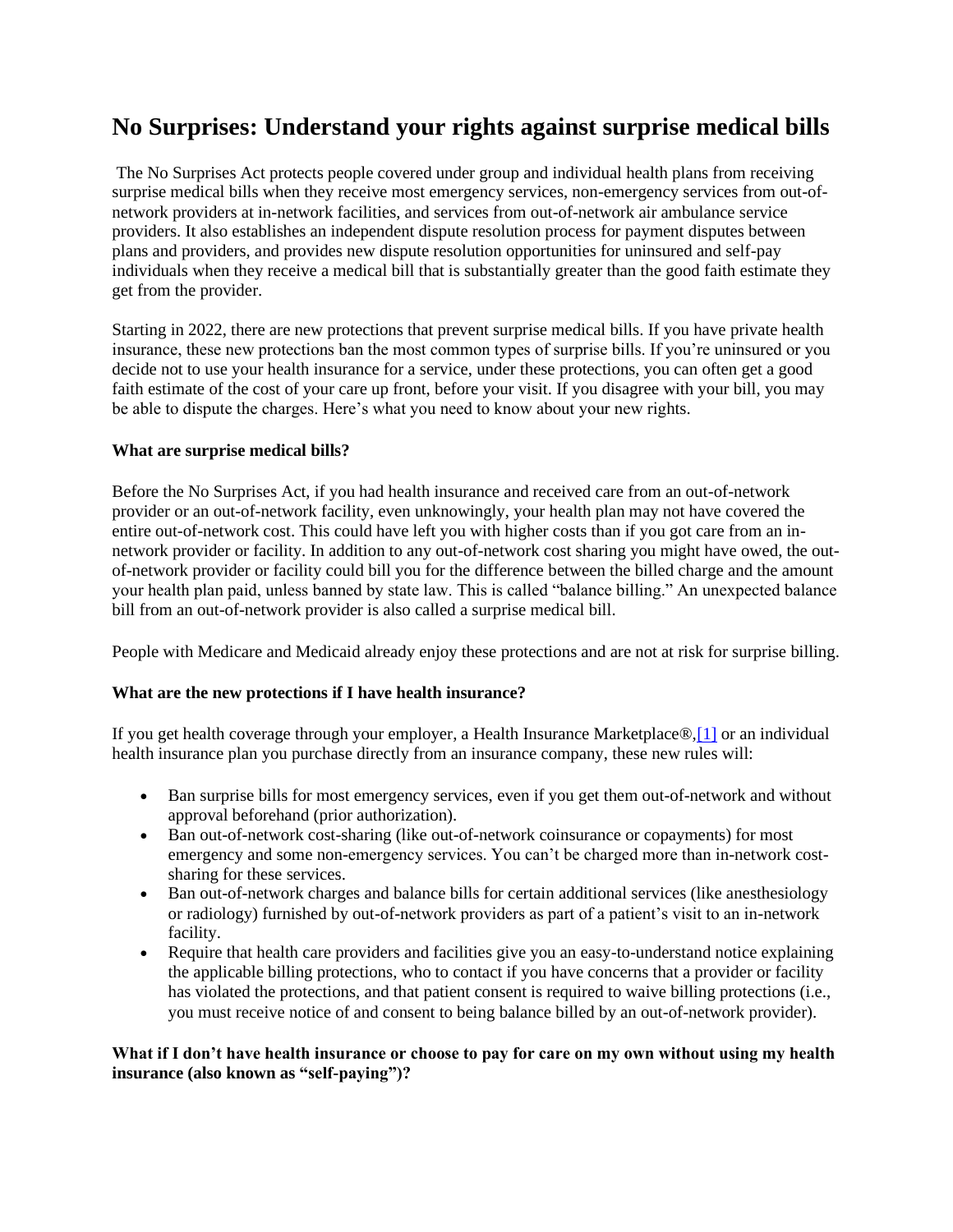# No Surprises: Understand your rights against surprise medical bills

The No Surprises Act protects people covered under group and individual health plans from receiving surprise medical bills when they receive most emergency services, non-emergency services from out-of-network providers at in-network facilities, and services from out-of-network air ambulance service providers. It also establishes an independent dispute resolution process for payment disputes between plans and providers, and provides new dispute resolution opportunities for uninsured and self-pay individuals when they receive a medical bill that is substantially greater than the good faith estimate they get from the provider.

Starting in 2022, there are new protections that prevent surprise medical bills. If you have private health insurance, these new protections ban the most common types of surprise bills. If you're uninsured or you decide not to use your health insurance for a service, under these protections, you can often get a good faith estimate of the cost of your care up front, before your visit. If you disagree with your bill, you may be able to dispute the charges. Here's what you need to know about your new rights.

**What are surprise medical bills?**

Before the No Surprises Act, if you had health insurance and received care from an out-of-network provider or an out-of-network facility, even unknowingly, your health plan may not have covered the entire out-of-network cost. This could have left you with higher costs than if you got care from an in-network provider or facility. In addition to any out-of-network cost sharing you might have owed, the out-of-network provider or facility could bill you for the difference between the billed charge and the amount your health plan paid, unless banned by state law. This is called "balance billing." An unexpected balance bill from an out-of-network provider is also called a surprise medical bill.

People with Medicare and Medicaid already enjoy these protections and are not at risk for surprise billing.

**What are the new protections if I have health insurance?**

If you get health coverage through your employer, a Health Insurance Marketplace®,[1] or an individual health insurance plan you purchase directly from an insurance company, these new rules will:

- Ban surprise bills for most emergency services, even if you get them out-of-network and without approval beforehand (prior authorization).
- Ban out-of-network cost-sharing (like out-of-network coinsurance or copayments) for most emergency and some non-emergency services. You can't be charged more than in-network cost-sharing for these services.
- Ban out-of-network charges and balance bills for certain additional services (like anesthesiology or radiology) furnished by out-of-network providers as part of a patient's visit to an in-network facility.
- Require that health care providers and facilities give you an easy-to-understand notice explaining the applicable billing protections, who to contact if you have concerns that a provider or facility has violated the protections, and that patient consent is required to waive billing protections (i.e., you must receive notice of and consent to being balance billed by an out-of-network provider).

**What if I don't have health insurance or choose to pay for care on my own without using my health insurance (also known as "self-paying")?**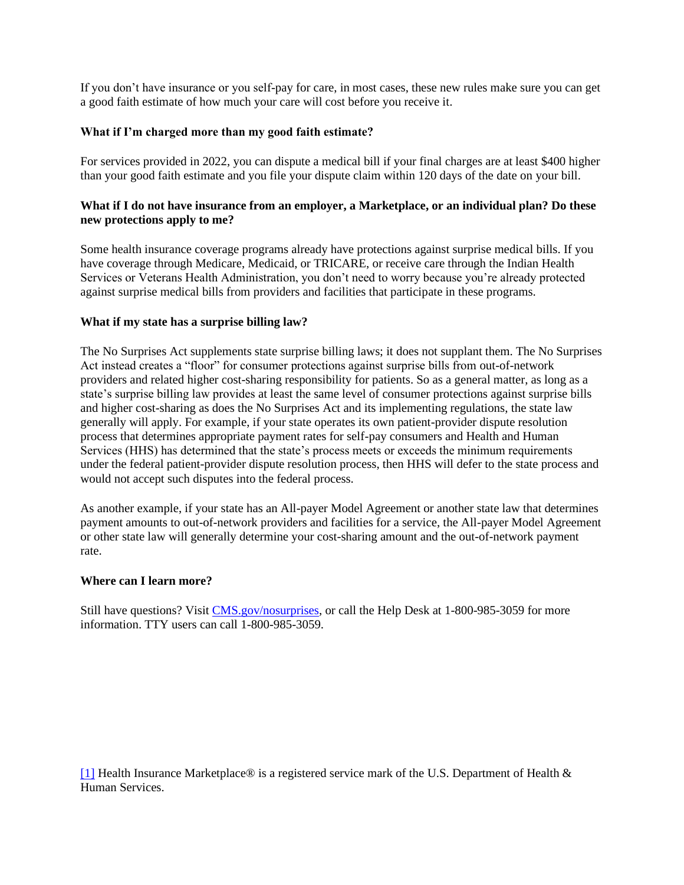If you don't have insurance or you self-pay for care, in most cases, these new rules make sure you can get a good faith estimate of how much your care will cost before you receive it.

**What if I'm charged more than my good faith estimate?**

For services provided in 2022, you can dispute a medical bill if your final charges are at least $400 higher than your good faith estimate and you file your dispute claim within 120 days of the date on your bill.

**What if I do not have insurance from an employer, a Marketplace, or an individual plan? Do these new protections apply to me?**

Some health insurance coverage programs already have protections against surprise medical bills. If you have coverage through Medicare, Medicaid, or TRICARE, or receive care through the Indian Health Services or Veterans Health Administration, you don't need to worry because you're already protected against surprise medical bills from providers and facilities that participate in these programs.

**What if my state has a surprise billing law?**

The No Surprises Act supplements state surprise billing laws; it does not supplant them. The No Surprises Act instead creates a "floor" for consumer protections against surprise bills from out-of-network providers and related higher cost-sharing responsibility for patients. So as a general matter, as long as a state's surprise billing law provides at least the same level of consumer protections against surprise bills and higher cost-sharing as does the No Surprises Act and its implementing regulations, the state law generally will apply. For example, if your state operates its own patient-provider dispute resolution process that determines appropriate payment rates for self-pay consumers and Health and Human Services (HHS) has determined that the state's process meets or exceeds the minimum requirements under the federal patient-provider dispute resolution process, then HHS will defer to the state process and would not accept such disputes into the federal process.

As another example, if your state has an All-payer Model Agreement or another state law that determines payment amounts to out-of-network providers and facilities for a service, the All-payer Model Agreement or other state law will generally determine your cost-sharing amount and the out-of-network payment rate.

**Where can I learn more?**

Still have questions? Visit [CMS.gov/nosurprises](CMS.gov/nosurprises), or call the Help Desk at 1-800-985-3059 for more information. TTY users can call 1-800-985-3059.

[1] Health Insurance Marketplace® is a registered service mark of the U.S. Department of Health & Human Services.